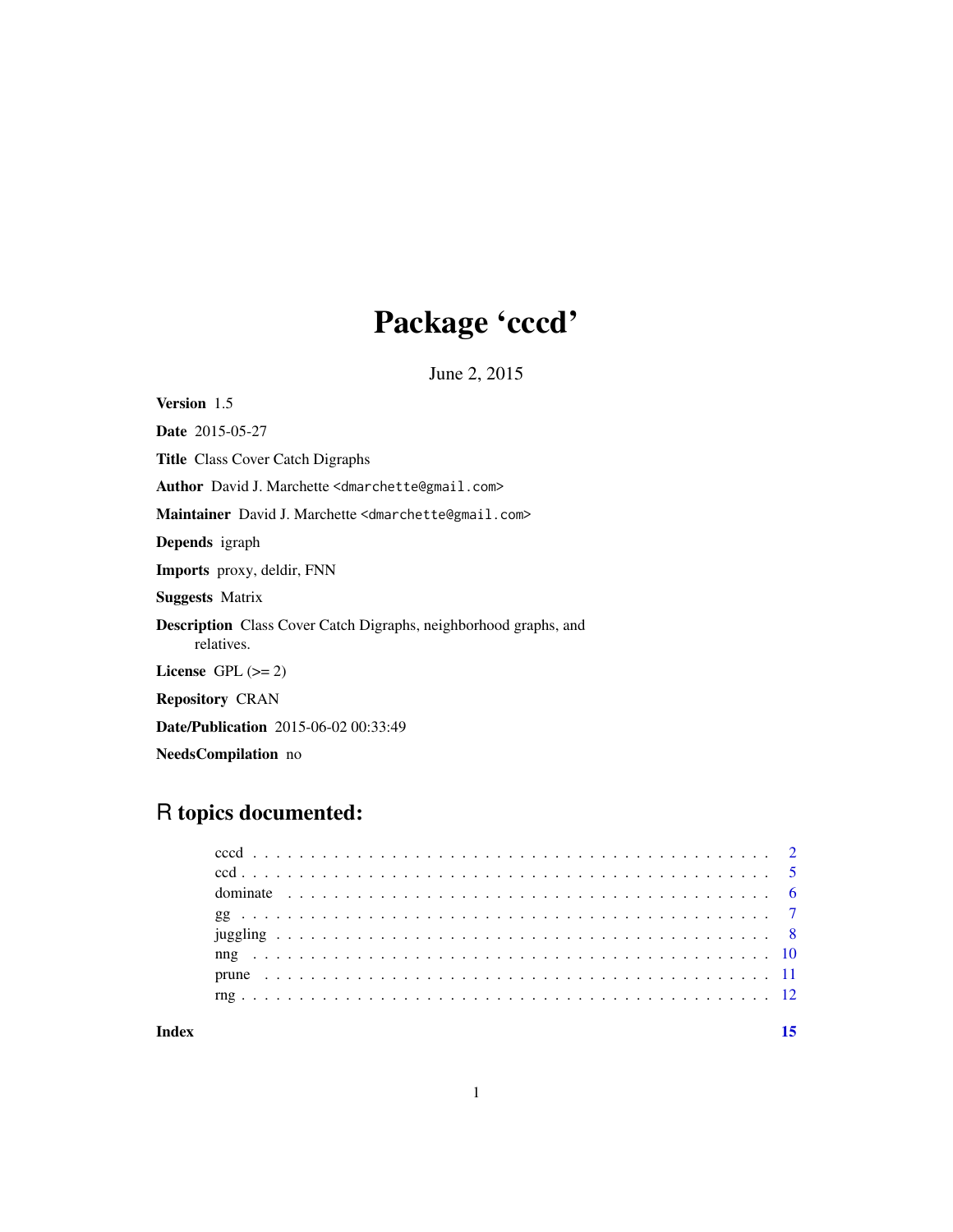# Package 'cccd'

June 2, 2015

**Version** 1.5

**Date** 2015-05-27

**Title** Class Cover Catch Digraphs

**Author** David J. Marchette <dmarchette@gmail.com>

**Maintainer** David J. Marchette <dmarchette@gmail.com>

**Depends** igraph

**Imports** proxy, deldir, FNN

**Suggests** Matrix

**Description** Class Cover Catch Digraphs, neighborhood graphs, and relatives.

**License** GPL (>= 2)

**Repository** CRAN

**Date/Publication** 2015-06-02 00:33:49

**NeedsCompilation** no

## R topics documented:

- cccd . . . . . . . . . . . . . . . . . . . . . . . . . . . . . . . . . . . . . . . . . . 2
- ccd . . . . . . . . . . . . . . . . . . . . . . . . . . . . . . . . . . . . . . . . . . 5
- dominate . . . . . . . . . . . . . . . . . . . . . . . . . . . . . . . . . . . . . . . 6
- gg . . . . . . . . . . . . . . . . . . . . . . . . . . . . . . . . . . . . . . . . . . . 7
- juggling . . . . . . . . . . . . . . . . . . . . . . . . . . . . . . . . . . . . . . . 8
- nng . . . . . . . . . . . . . . . . . . . . . . . . . . . . . . . . . . . . . . . . . . 10
- prune . . . . . . . . . . . . . . . . . . . . . . . . . . . . . . . . . . . . . . . . 11
- rng . . . . . . . . . . . . . . . . . . . . . . . . . . . . . . . . . . . . . . . . . . 12

**Index** **15**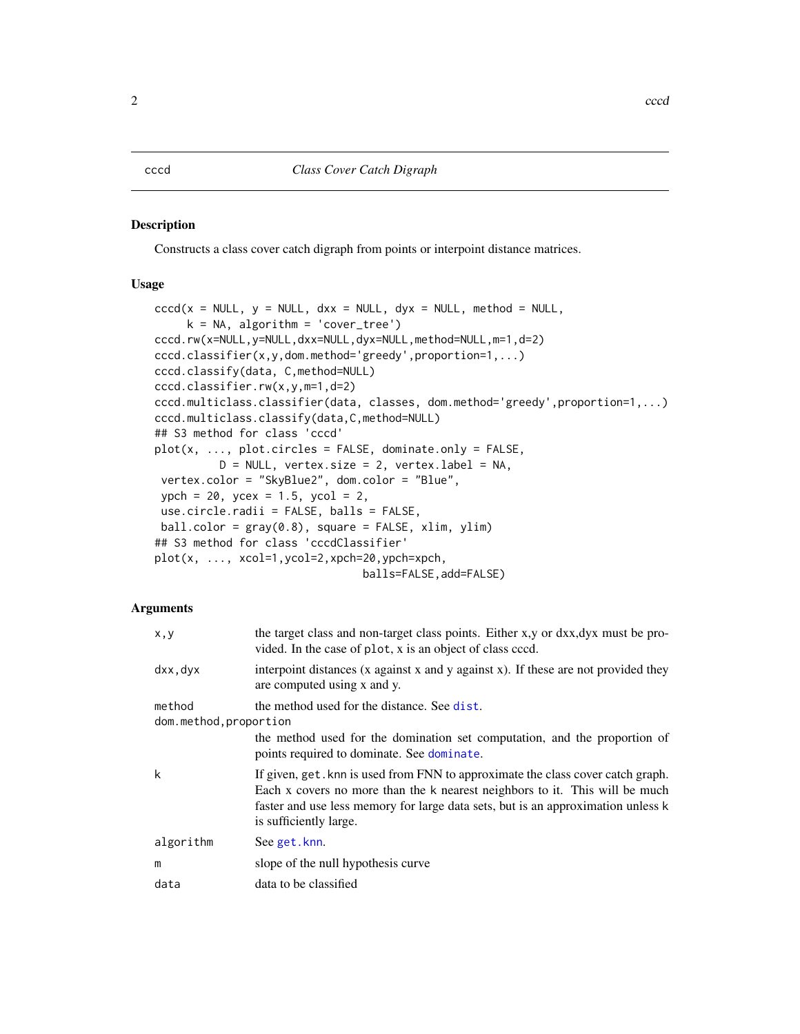cccd — *Class Cover Catch Digraph*

## Description

Constructs a class cover catch digraph from points or interpoint distance matrices.

## Usage

```
cccd(x = NULL, y = NULL, dxx = NULL, dyx = NULL, method = NULL,
     k = NA, algorithm = 'cover_tree')
cccd.rw(x=NULL,y=NULL,dxx=NULL,dyx=NULL,method=NULL,m=1,d=2)
cccd.classifier(x,y,dom.method='greedy',proportion=1,...)
cccd.classify(data, C,method=NULL)
cccd.classifier.rw(x,y,m=1,d=2)
cccd.multiclass.classifier(data, classes, dom.method='greedy',proportion=1,...)
cccd.multiclass.classify(data,C,method=NULL)
## S3 method for class 'cccd'
plot(x, ..., plot.circles = FALSE, dominate.only = FALSE,
         D = NULL, vertex.size = 2, vertex.label = NA,
 vertex.color = "SkyBlue2", dom.color = "Blue",
 ypch = 20, ycex = 1.5, ycol = 2,
 use.circle.radii = FALSE, balls = FALSE,
 ball.color = gray(0.8), square = FALSE, xlim, ylim)
## S3 method for class 'cccdClassifier'
plot(x, ..., xcol=1,ycol=2,xpch=20,ypch=xpch,
                              balls=FALSE,add=FALSE)
```

## Arguments

| | |
|---|---|
| `x,y` | the target class and non-target class points. Either x,y or dxx,dyx must be provided. In the case of `plot`, x is an object of class cccd. |
| `dxx,dyx` | interpoint distances (x against x and y against x). If these are not provided they are computed using x and y. |
| `method` | the method used for the distance. See `dist`. |
| `dom.method,proportion` | the method used for the domination set computation, and the proportion of points required to dominate. See `dominate`. |
| `k` | If given, `get.knn` is used from FNN to approximate the class cover catch graph. Each x covers no more than the k nearest neighbors to it. This will be much faster and use less memory for large data sets, but is an approximation unless k is sufficiently large. |
| `algorithm` | See `get.knn`. |
| `m` | slope of the null hypothesis curve |
| `data` | data to be classified |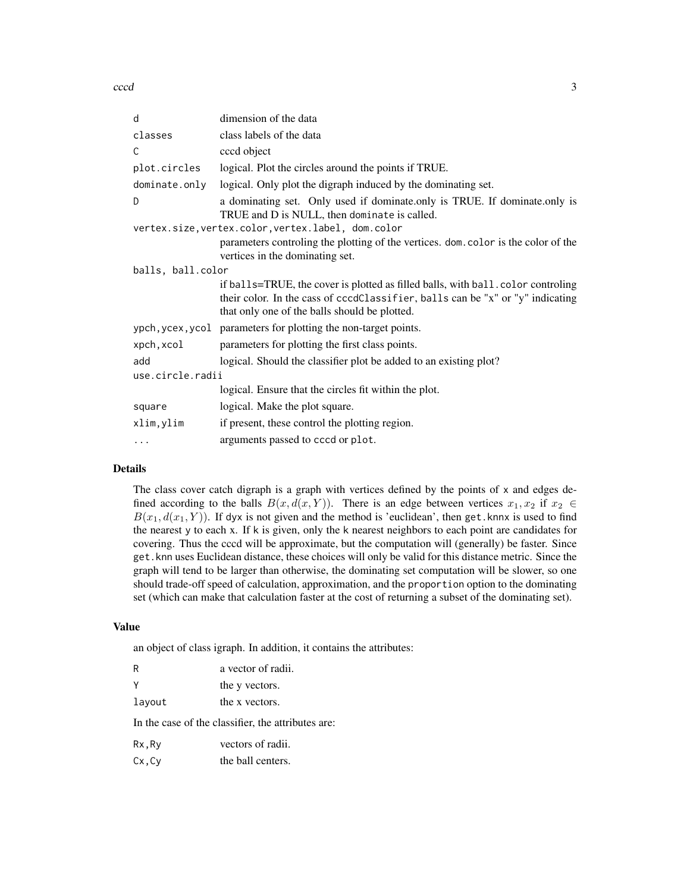| | |
|---|---|
| `d` | dimension of the data |
| `classes` | class labels of the data |
| `C` | cccd object |
| `plot.circles` | logical. Plot the circles around the points if TRUE. |
| `dominate.only` | logical. Only plot the digraph induced by the dominating set. |
| `D` | a dominating set. Only used if dominate.only is TRUE. If dominate.only is TRUE and D is NULL, then `dominate` is called. |
| `vertex.size,vertex.color,vertex.label, dom.color` | parameters controling the plotting of the vertices. `dom.color` is the color of the vertices in the dominating set. |
| `balls, ball.color` | if `balls`=TRUE, the cover is plotted as filled balls, with `ball.color` controling their color. In the cass of `cccdClassifier`, `balls` can be "x" or "y" indicating that only one of the balls should be plotted. |
| `ypch,ycex,ycol` | parameters for plotting the non-target points. |
| `xpch,xcol` | parameters for plotting the first class points. |
| `add` | logical. Should the classifier plot be added to an existing plot? |
| `use.circle.radii` | logical. Ensure that the circles fit within the plot. |
| `square` | logical. Make the plot square. |
| `xlim,ylim` | if present, these control the plotting region. |
| `...` | arguments passed to `cccd` or `plot`. |

## Details

The class cover catch digraph is a graph with vertices defined by the points of `x` and edges defined according to the balls $B(x, d(x, Y))$. There is an edge between vertices $x_1, x_2$ if $x_2 \in B(x_1, d(x_1, Y))$. If `dyx` is not given and the method is 'euclidean', then `get.knnx` is used to find the nearest `y` to each `x`. If `k` is given, only the `k` nearest neighbors to each point are candidates for covering. Thus the cccd will be approximate, but the computation will (generally) be faster. Since `get.knn` uses Euclidean distance, these choices will only be valid for this distance metric. Since the graph will tend to be larger than otherwise, the dominating set computation will be slower, so one should trade-off speed of calculation, approximation, and the `proportion` option to the dominating set (which can make that calculation faster at the cost of returning a subset of the dominating set).

## Value

an object of class igraph. In addition, it contains the attributes:

| | |
|---|---|
| `R` | a vector of radii. |
| `Y` | the y vectors. |
| `layout` | the x vectors. |

In the case of the classifier, the attributes are:

| | |
|---|---|
| `Rx,Ry` | vectors of radii. |
| `Cx,Cy` | the ball centers. |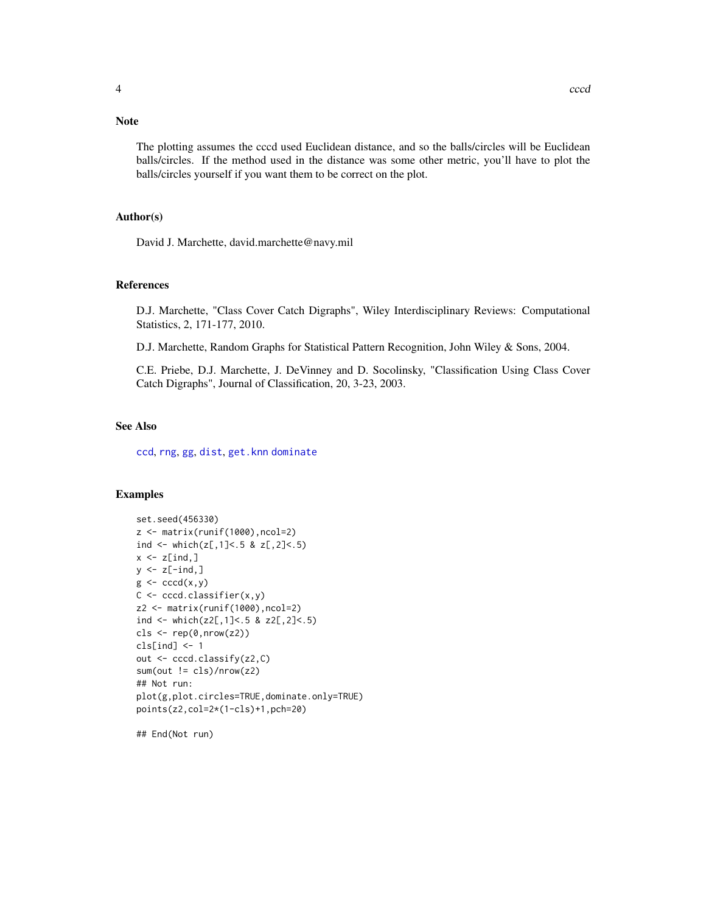## Note

The plotting assumes the cccd used Euclidean distance, and so the balls/circles will be Euclidean balls/circles. If the method used in the distance was some other metric, you'll have to plot the balls/circles yourself if you want them to be correct on the plot.

## Author(s)

David J. Marchette, david.marchette@navy.mil

## References

D.J. Marchette, "Class Cover Catch Digraphs", Wiley Interdisciplinary Reviews: Computational Statistics, 2, 171-177, 2010.

D.J. Marchette, Random Graphs for Statistical Pattern Recognition, John Wiley & Sons, 2004.

C.E. Priebe, D.J. Marchette, J. DeVinney and D. Socolinsky, "Classification Using Class Cover Catch Digraphs", Journal of Classification, 20, 3-23, 2003.

## See Also

ccd, rng, gg, dist, get.knn dominate

## Examples

```
set.seed(456330)
z <- matrix(runif(1000),ncol=2)
ind <- which(z[,1]<.5 & z[,2]<.5)
x <- z[ind,]
y <- z[-ind,]
g <- cccd(x,y)
C <- cccd.classifier(x,y)
z2 <- matrix(runif(1000),ncol=2)
ind <- which(z2[,1]<.5 & z2[,2]<.5)
cls <- rep(0,nrow(z2))
cls[ind] <- 1
out <- cccd.classify(z2,C)
sum(out != cls)/nrow(z2)
## Not run:
plot(g,plot.circles=TRUE,dominate.only=TRUE)
points(z2,col=2*(1-cls)+1,pch=20)

## End(Not run)
```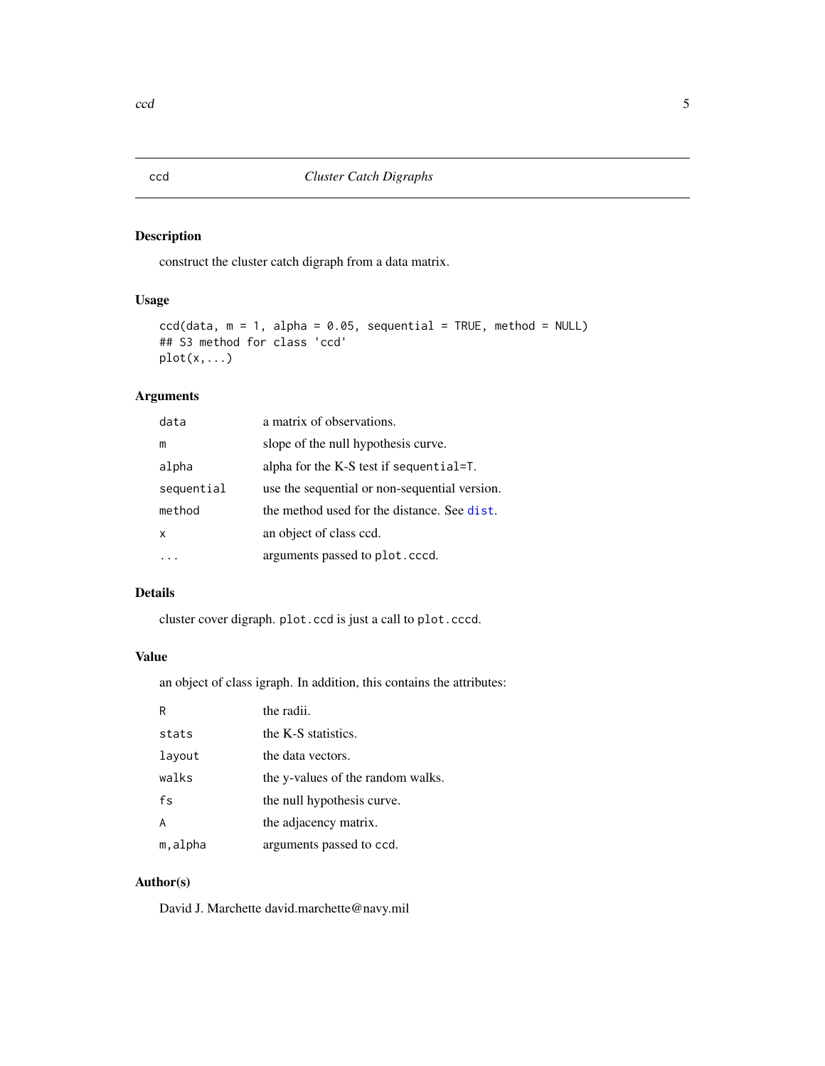# ccd — *Cluster Catch Digraphs*

## Description

construct the cluster catch digraph from a data matrix.

## Usage

```
ccd(data, m = 1, alpha = 0.05, sequential = TRUE, method = NULL)
## S3 method for class 'ccd'
plot(x,...)
```

## Arguments

| | |
|---|---|
| `data` | a matrix of observations. |
| `m` | slope of the null hypothesis curve. |
| `alpha` | alpha for the K-S test if `sequential=T`. |
| `sequential` | use the sequential or non-sequential version. |
| `method` | the method used for the distance. See `dist`. |
| `x` | an object of class ccd. |
| `...` | arguments passed to `plot.cccd`. |

## Details

cluster cover digraph. `plot.ccd` is just a call to `plot.cccd`.

## Value

an object of class igraph. In addition, this contains the attributes:

| | |
|---|---|
| `R` | the radii. |
| `stats` | the K-S statistics. |
| `layout` | the data vectors. |
| `walks` | the y-values of the random walks. |
| `fs` | the null hypothesis curve. |
| `A` | the adjacency matrix. |
| `m,alpha` | arguments passed to `ccd`. |

## Author(s)

David J. Marchette david.marchette@navy.mil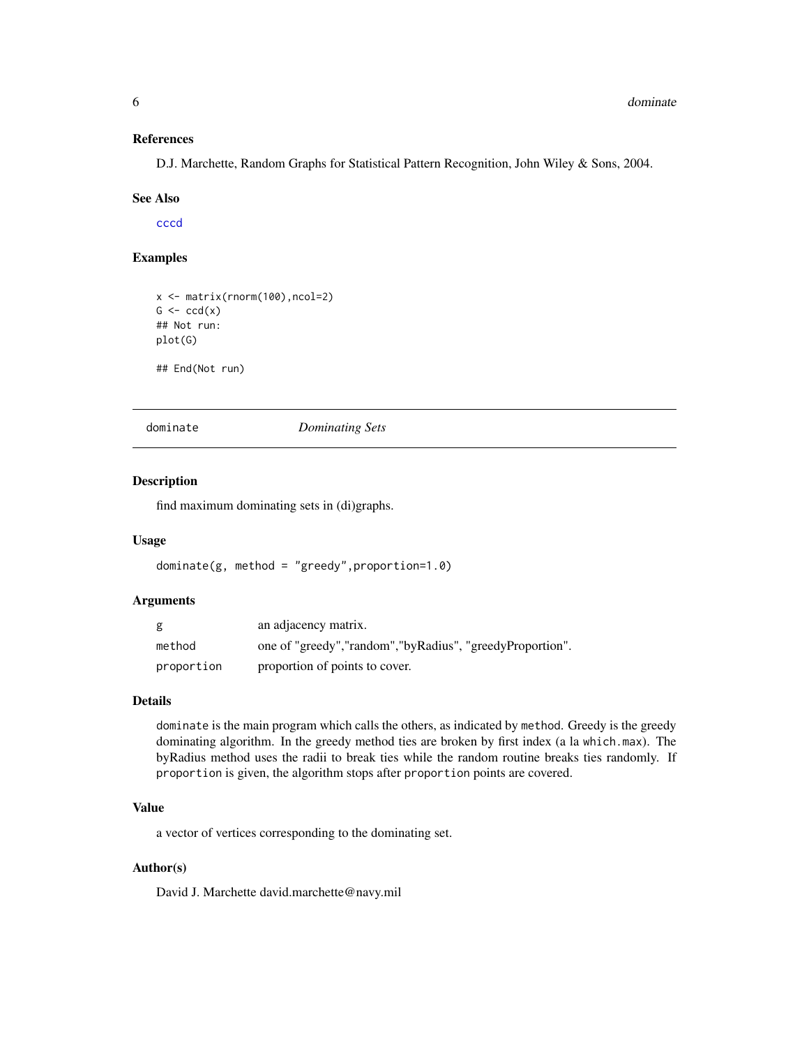## References

D.J. Marchette, Random Graphs for Statistical Pattern Recognition, John Wiley & Sons, 2004.

## See Also

cccd

## Examples

```
x <- matrix(rnorm(100),ncol=2)
G <- ccd(x)
## Not run:
plot(G)

## End(Not run)
```

---

# dominate &nbsp;&nbsp;&nbsp;&nbsp;&nbsp;&nbsp; *Dominating Sets*

## Description

find maximum dominating sets in (di)graphs.

## Usage

```
dominate(g, method = "greedy",proportion=1.0)
```

## Arguments

| | |
|---|---|
| `g` | an adjacency matrix. |
| `method` | one of "greedy","random","byRadius", "greedyProportion". |
| `proportion` | proportion of points to cover. |

## Details

`dominate` is the main program which calls the others, as indicated by `method`. Greedy is the greedy dominating algorithm. In the greedy method ties are broken by first index (a la `which.max`). The byRadius method uses the radii to break ties while the random routine breaks ties randomly. If `proportion` is given, the algorithm stops after `proportion` points are covered.

## Value

a vector of vertices corresponding to the dominating set.

## Author(s)

David J. Marchette david.marchette@navy.mil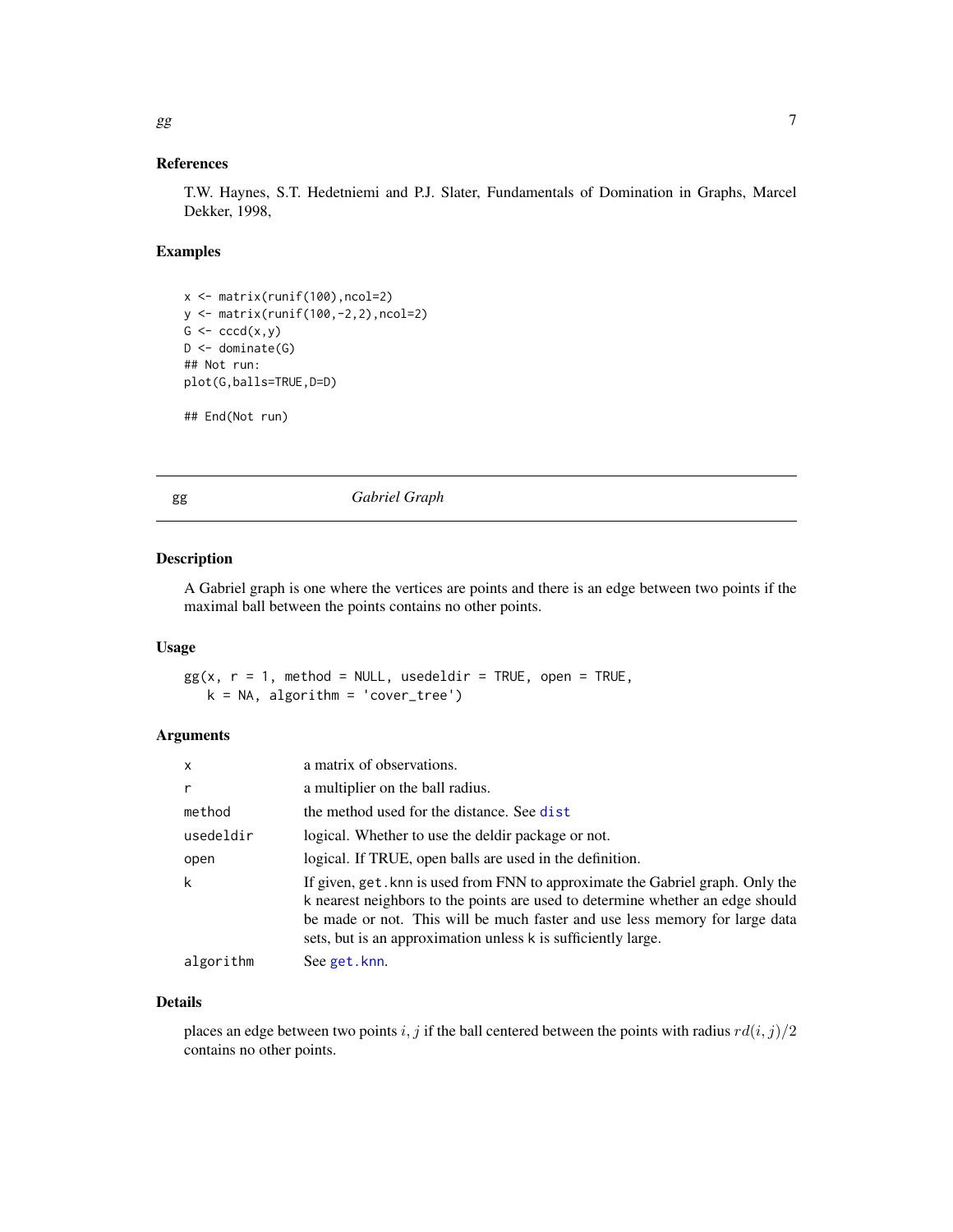### References

T.W. Haynes, S.T. Hedetniemi and P.J. Slater, Fundamentals of Domination in Graphs, Marcel Dekker, 1998,

### Examples

```
x <- matrix(runif(100),ncol=2)
y <- matrix(runif(100,-2,2),ncol=2)
G <- cccd(x,y)
D <- dominate(G)
## Not run:
plot(G,balls=TRUE,D=D)

## End(Not run)
```

---

## gg *Gabriel Graph*

---

### Description

A Gabriel graph is one where the vertices are points and there is an edge between two points if the maximal ball between the points contains no other points.

### Usage

```
gg(x, r = 1, method = NULL, usedeldir = TRUE, open = TRUE,
   k = NA, algorithm = 'cover_tree')
```

### Arguments

| | |
|---|---|
| `x` | a matrix of observations. |
| `r` | a multiplier on the ball radius. |
| `method` | the method used for the distance. See `dist` |
| `usedeldir` | logical. Whether to use the deldir package or not. |
| `open` | logical. If TRUE, open balls are used in the definition. |
| `k` | If given, `get.knn` is used from FNN to approximate the Gabriel graph. Only the k nearest neighbors to the points are used to determine whether an edge should be made or not. This will be much faster and use less memory for large data sets, but is an approximation unless k is sufficiently large. |
| `algorithm` | See `get.knn`. |

### Details

places an edge between two points $i, j$ if the ball centered between the points with radius $rd(i, j)/2$ contains no other points.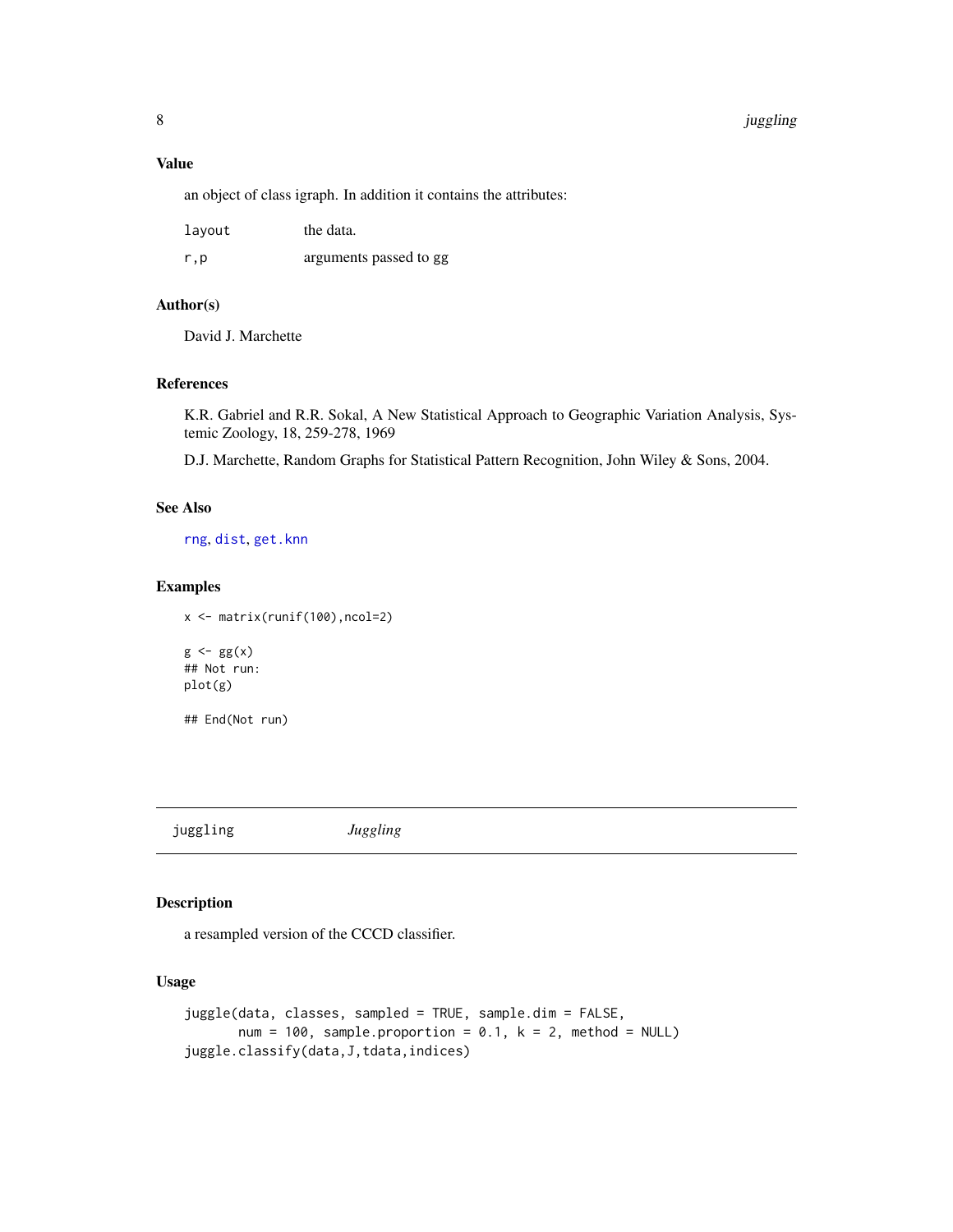### Value

an object of class igraph. In addition it contains the attributes:

| | |
|---|---|
| `layout` | the data. |
| `r,p` | arguments passed to gg |

### Author(s)

David J. Marchette

### References

K.R. Gabriel and R.R. Sokal, A New Statistical Approach to Geographic Variation Analysis, Systemic Zoology, 18, 259-278, 1969

D.J. Marchette, Random Graphs for Statistical Pattern Recognition, John Wiley & Sons, 2004.

### See Also

`rng`, `dist`, `get.knn`

### Examples

```
x <- matrix(runif(100),ncol=2)

g <- gg(x)
## Not run:
plot(g)

## End(Not run)
```

---

## juggling *Juggling*

---

### Description

a resampled version of the CCCD classifier.

### Usage

```
juggle(data, classes, sampled = TRUE, sample.dim = FALSE,
       num = 100, sample.proportion = 0.1, k = 2, method = NULL)
juggle.classify(data,J,tdata,indices)
```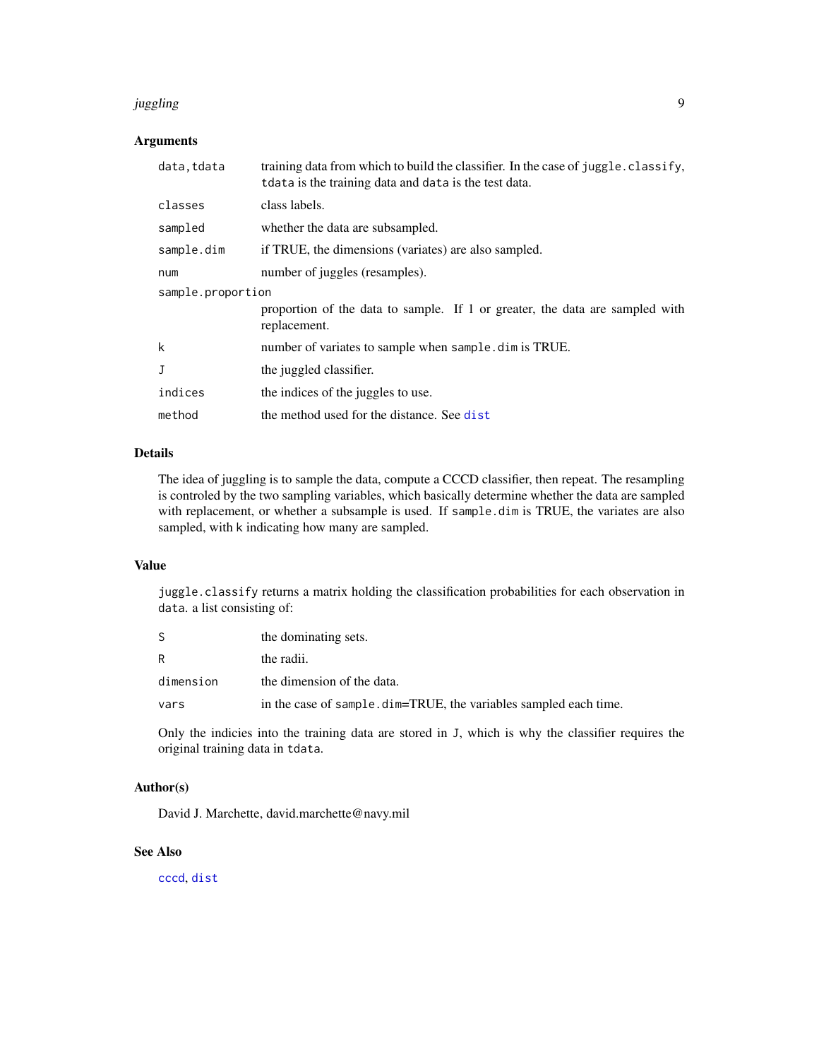## Arguments

| | |
|---|---|
| `data,tdata` | training data from which to build the classifier. In the case of `juggle.classify`, `tdata` is the training data and `data` is the test data. |
| `classes` | class labels. |
| `sampled` | whether the data are subsampled. |
| `sample.dim` | if TRUE, the dimensions (variates) are also sampled. |
| `num` | number of juggles (resamples). |
| `sample.proportion` | proportion of the data to sample. If 1 or greater, the data are sampled with replacement. |
| `k` | number of variates to sample when `sample.dim` is TRUE. |
| `J` | the juggled classifier. |
| `indices` | the indices of the juggles to use. |
| `method` | the method used for the distance. See `dist` |

## Details

The idea of juggling is to sample the data, compute a CCCD classifier, then repeat. The resampling is controled by the two sampling variables, which basically determine whether the data are sampled with replacement, or whether a subsample is used. If `sample.dim` is TRUE, the variates are also sampled, with `k` indicating how many are sampled.

## Value

`juggle.classify` returns a matrix holding the classification probabilities for each observation in `data`. a list consisting of:

| | |
|---|---|
| `S` | the dominating sets. |
| `R` | the radii. |
| `dimension` | the dimension of the data. |
| `vars` | in the case of `sample.dim=TRUE`, the variables sampled each time. |

Only the indicies into the training data are stored in `J`, which is why the classifier requires the original training data in `tdata`.

## Author(s)

David J. Marchette, david.marchette@navy.mil

## See Also

`cccd`, `dist`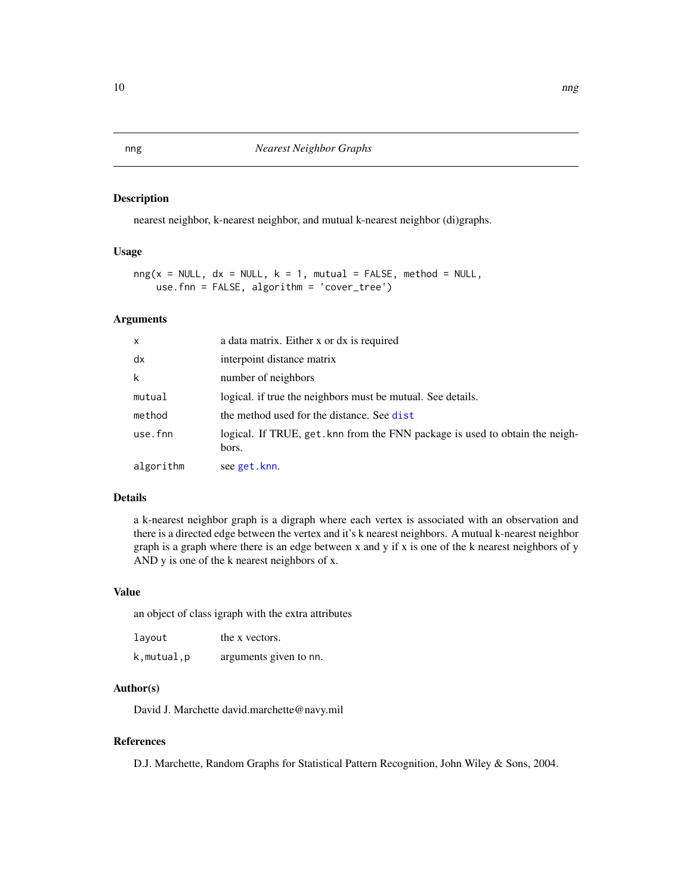nng *Nearest Neighbor Graphs*

## Description

nearest neighbor, k-nearest neighbor, and mutual k-nearest neighbor (di)graphs.

## Usage

```
nng(x = NULL, dx = NULL, k = 1, mutual = FALSE, method = NULL,
    use.fnn = FALSE, algorithm = 'cover_tree')
```

## Arguments

| | |
|---|---|
| `x` | a data matrix. Either x or dx is required |
| `dx` | interpoint distance matrix |
| `k` | number of neighbors |
| `mutual` | logical. if true the neighbors must be mutual. See details. |
| `method` | the method used for the distance. See `dist` |
| `use.fnn` | logical. If TRUE, `get.knn` from the FNN package is used to obtain the neighbors. |
| `algorithm` | see `get.knn`. |

## Details

a k-nearest neighbor graph is a digraph where each vertex is associated with an observation and there is a directed edge between the vertex and it's k nearest neighbors. A mutual k-nearest neighbor graph is a graph where there is an edge between x and y if x is one of the k nearest neighbors of y AND y is one of the k nearest neighbors of x.

## Value

an object of class igraph with the extra attributes

| | |
|---|---|
| `layout` | the x vectors. |
| `k,mutual,p` | arguments given to `nn`. |

## Author(s)

David J. Marchette david.marchette@navy.mil

## References

D.J. Marchette, Random Graphs for Statistical Pattern Recognition, John Wiley & Sons, 2004.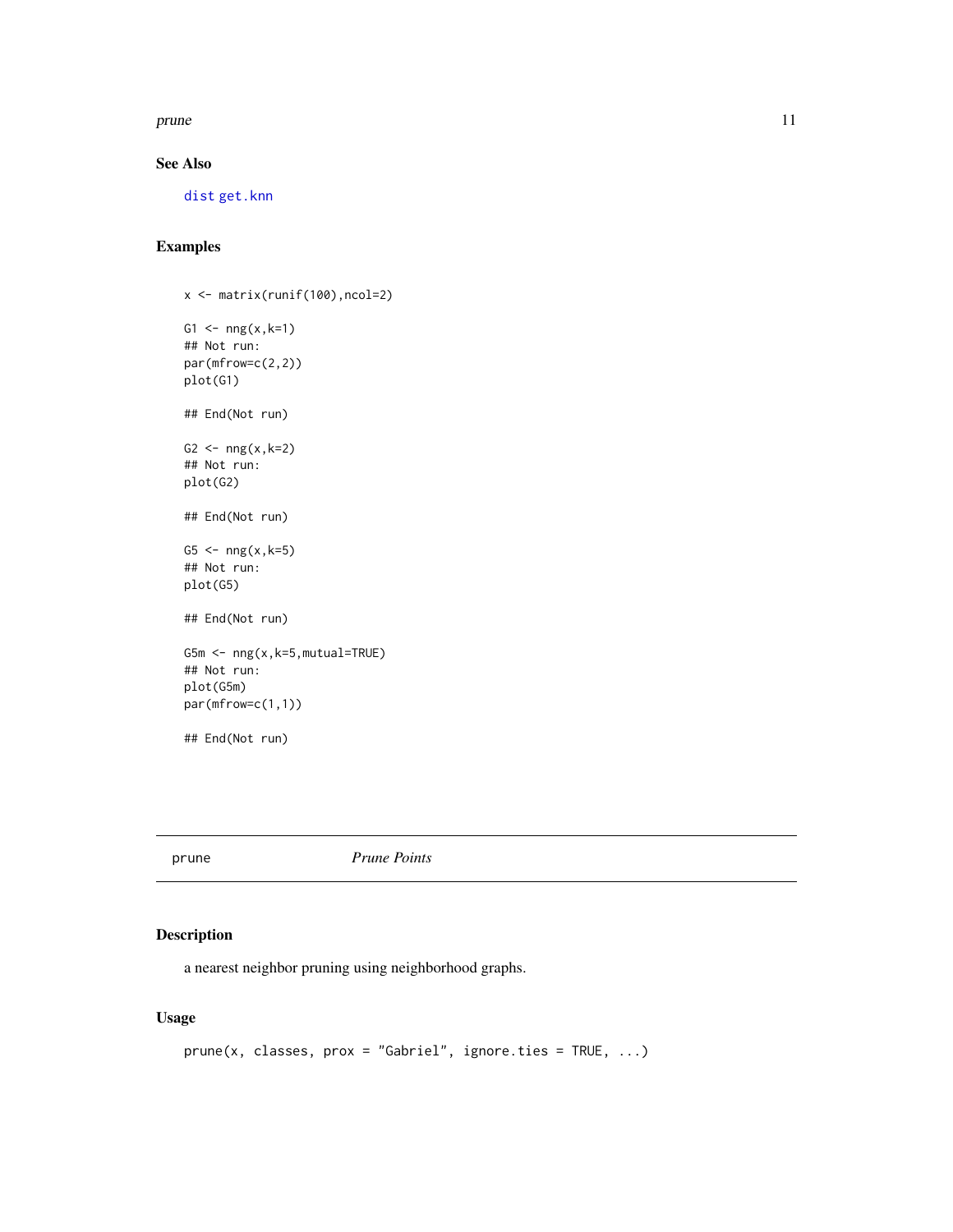## See Also

dist get.knn

## Examples

```
x <- matrix(runif(100),ncol=2)

G1 <- nng(x,k=1)
## Not run:
par(mfrow=c(2,2))
plot(G1)

## End(Not run)

G2 <- nng(x,k=2)
## Not run:
plot(G2)

## End(Not run)

G5 <- nng(x,k=5)
## Not run:
plot(G5)

## End(Not run)

G5m <- nng(x,k=5,mutual=TRUE)
## Not run:
plot(G5m)
par(mfrow=c(1,1))

## End(Not run)
```

---

# prune *Prune Points*

---

## Description

a nearest neighbor pruning using neighborhood graphs.

## Usage

```
prune(x, classes, prox = "Gabriel", ignore.ties = TRUE, ...)
```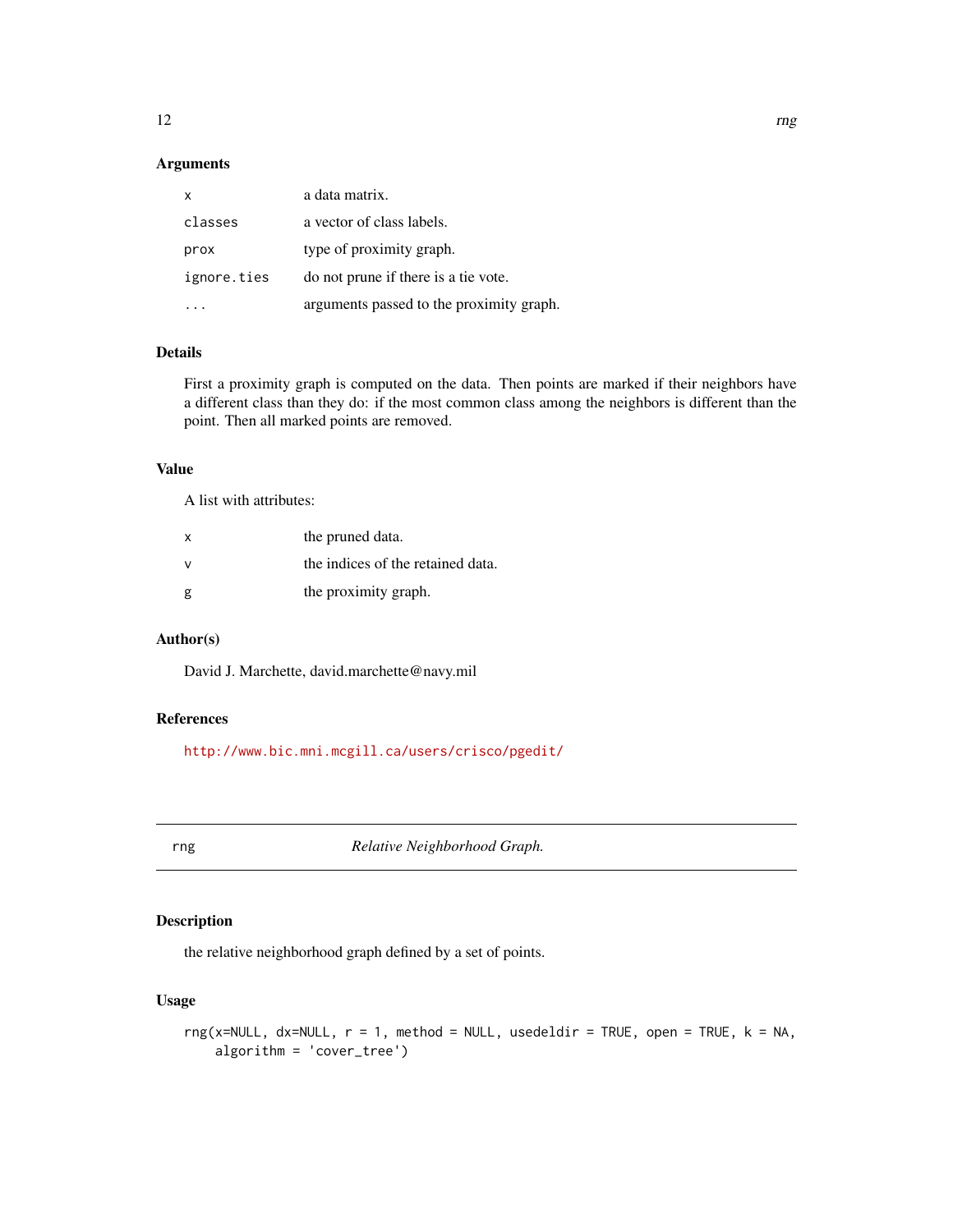### Arguments

| | |
|---|---|
| `x` | a data matrix. |
| `classes` | a vector of class labels. |
| `prox` | type of proximity graph. |
| `ignore.ties` | do not prune if there is a tie vote. |
| `...` | arguments passed to the proximity graph. |

### Details

First a proximity graph is computed on the data. Then points are marked if their neighbors have a different class than they do: if the most common class among the neighbors is different than the point. Then all marked points are removed.

### Value

A list with attributes:

| | |
|---|---|
| `x` | the pruned data. |
| `v` | the indices of the retained data. |
| `g` | the proximity graph. |

### Author(s)

David J. Marchette, david.marchette@navy.mil

### References

http://www.bic.mni.mcgill.ca/users/crisco/pgedit/

---

## rng — *Relative Neighborhood Graph.*

### Description

the relative neighborhood graph defined by a set of points.

### Usage

```
rng(x=NULL, dx=NULL, r = 1, method = NULL, usedeldir = TRUE, open = TRUE, k = NA,
    algorithm = 'cover_tree')
```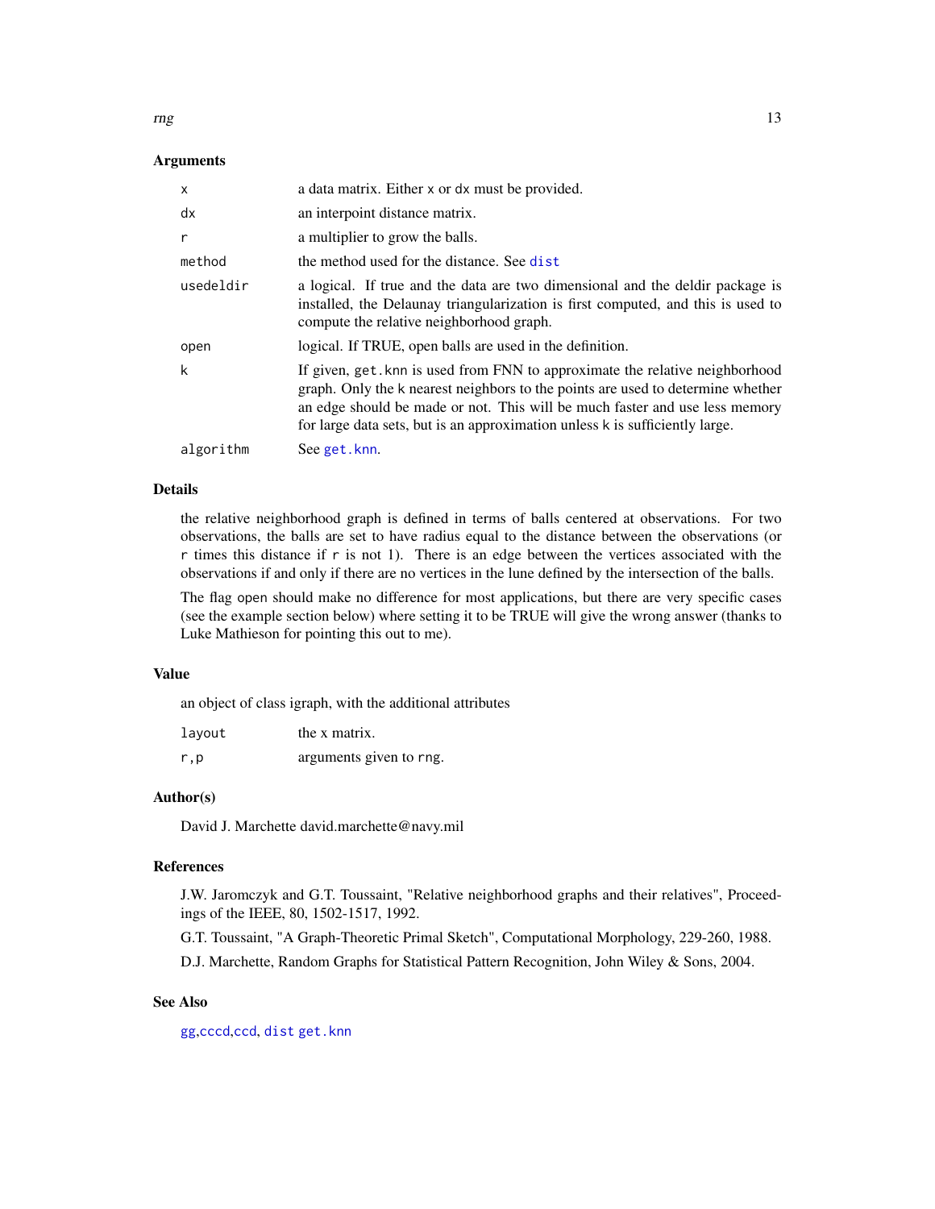### Arguments

| | |
|---|---|
| `x` | a data matrix. Either `x` or `dx` must be provided. |
| `dx` | an interpoint distance matrix. |
| `r` | a multiplier to grow the balls. |
| `method` | the method used for the distance. See `dist` |
| `usedeldir` | a logical. If true and the data are two dimensional and the deldir package is installed, the Delaunay triangularization is first computed, and this is used to compute the relative neighborhood graph. |
| `open` | logical. If TRUE, open balls are used in the definition. |
| `k` | If given, `get.knn` is used from FNN to approximate the relative neighborhood graph. Only the k nearest neighbors to the points are used to determine whether an edge should be made or not. This will be much faster and use less memory for large data sets, but is an approximation unless k is sufficiently large. |
| `algorithm` | See `get.knn`. |

### Details

the relative neighborhood graph is defined in terms of balls centered at observations. For two observations, the balls are set to have radius equal to the distance between the observations (or `r` times this distance if `r` is not 1). There is an edge between the vertices associated with the observations if and only if there are no vertices in the lune defined by the intersection of the balls.

The flag `open` should make no difference for most applications, but there are very specific cases (see the example section below) where setting it to be TRUE will give the wrong answer (thanks to Luke Mathieson for pointing this out to me).

### Value

an object of class igraph, with the additional attributes

| | |
|---|---|
| `layout` | the x matrix. |
| `r,p` | arguments given to `rng`. |

### Author(s)

David J. Marchette david.marchette@navy.mil

### References

J.W. Jaromczyk and G.T. Toussaint, "Relative neighborhood graphs and their relatives", Proceedings of the IEEE, 80, 1502-1517, 1992.

G.T. Toussaint, "A Graph-Theoretic Primal Sketch", Computational Morphology, 229-260, 1988.

D.J. Marchette, Random Graphs for Statistical Pattern Recognition, John Wiley & Sons, 2004.

### See Also

`gg`,`cccd`,`ccd`, `dist` `get.knn`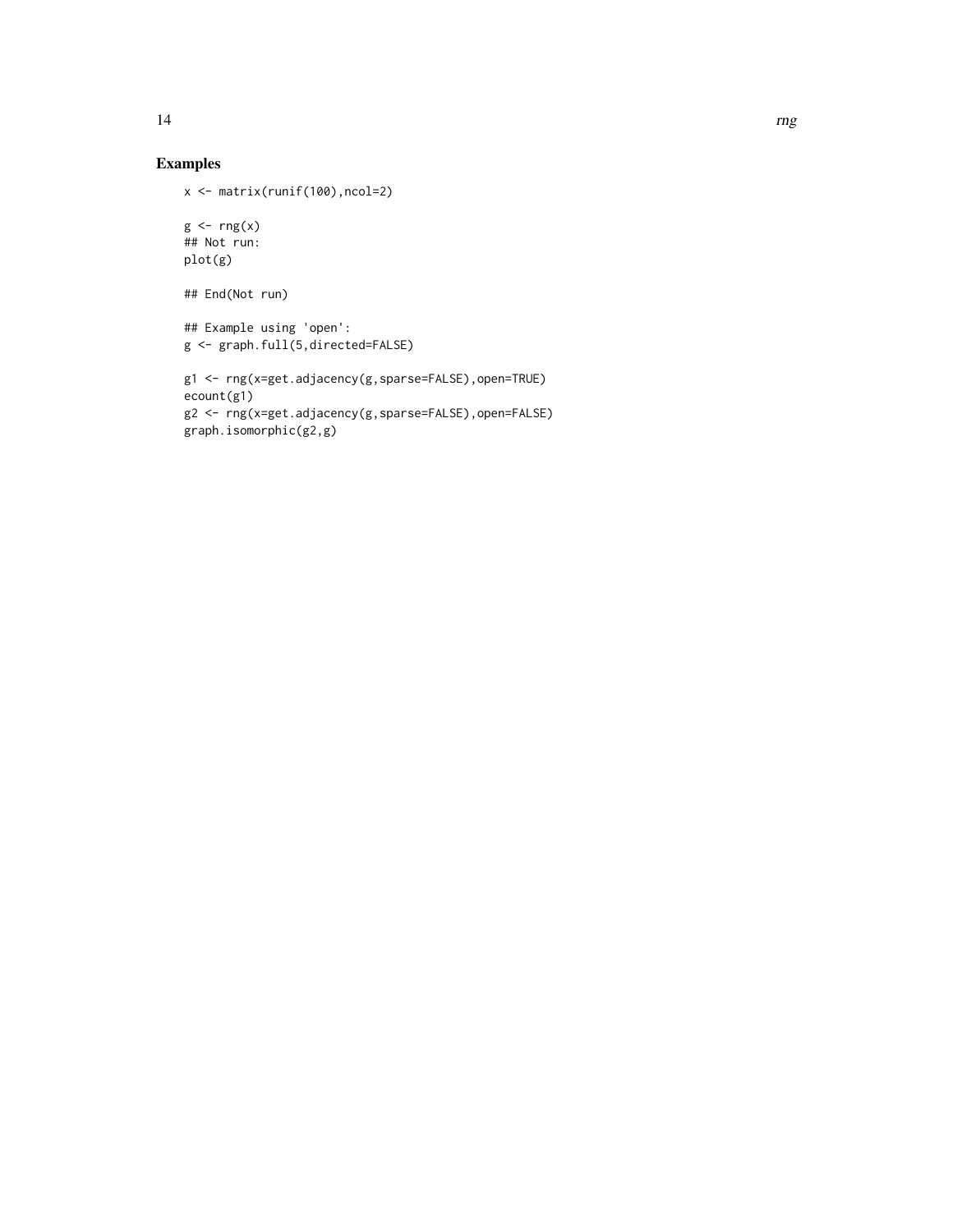## Examples

```
x <- matrix(runif(100),ncol=2)

g <- rng(x)
## Not run:
plot(g)

## End(Not run)

## Example using 'open':
g <- graph.full(5,directed=FALSE)

g1 <- rng(x=get.adjacency(g,sparse=FALSE),open=TRUE)
ecount(g1)
g2 <- rng(x=get.adjacency(g,sparse=FALSE),open=FALSE)
graph.isomorphic(g2,g)
```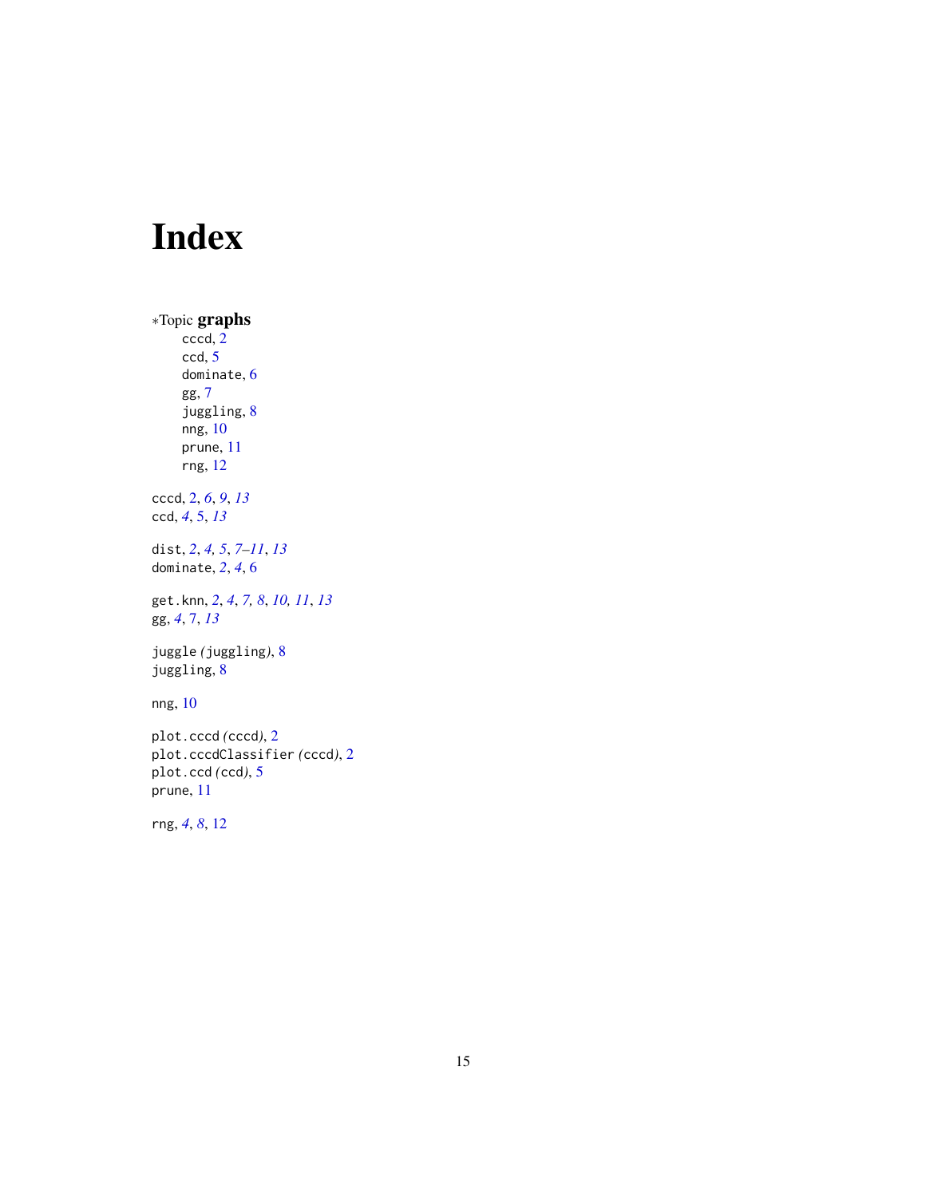# Index

∗Topic **graphs**

- cccd, 2
- ccd, 5
- dominate, 6
- gg, 7
- juggling, 8
- nng, 10
- prune, 11
- rng, 12

cccd, 2, *6*, *9*, *13*
ccd, *4*, 5, *13*

dist, *2*, *4, 5*, *7–11*, *13*
dominate, *2*, *4*, 6

get.knn, *2*, *4*, *7, 8*, *10, 11*, *13*
gg, *4*, 7, *13*

juggle *(*juggling*)*, 8
juggling, 8

nng, 10

plot.cccd *(*cccd*)*, 2
plot.cccdClassifier *(*cccd*)*, 2
plot.ccd *(*ccd*)*, 5
prune, 11

rng, *4*, *8*, 12